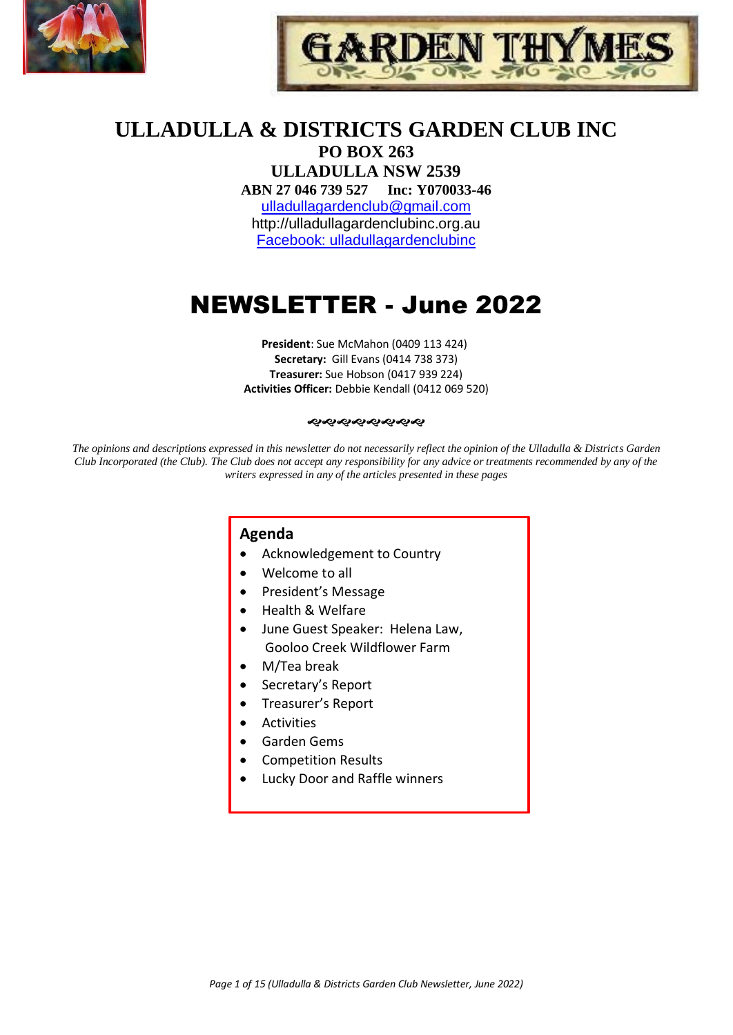# GARDEN THYMES

## ULLADULLA & DISTRICTS GARDEN CLUB INC

**PO BOX 263**

**ULLADULLA NSW 2539**

**ABN 27 046 739 527 Inc: Y070033-46**

ulladullagardenclub@gmail.com

http://ulladullagardenclubinc.org.au

Facebook: ulladullagardenclubinc

# NEWSLETTER - June 2022

**President**: Sue McMahon (0409 113 424)
**Secretary:** Gill Evans (0414 738 373)
**Treasurer:** Sue Hobson (0417 939 224)
**Activities Officer:** Debbie Kendall (0412 069 520)

*The opinions and descriptions expressed in this newsletter do not necessarily reflect the opinion of the Ulladulla & Districts Garden Club Incorporated (the Club). The Club does not accept any responsibility for any advice or treatments recommended by any of the writers expressed in any of the articles presented in these pages*

### Agenda

- Acknowledgement to Country
- Welcome to all
- President's Message
- Health & Welfare
- June Guest Speaker: Helena Law, Gooloo Creek Wildflower Farm
- M/Tea break
- Secretary's Report
- Treasurer's Report
- Activities
- Garden Gems
- Competition Results
- Lucky Door and Raffle winners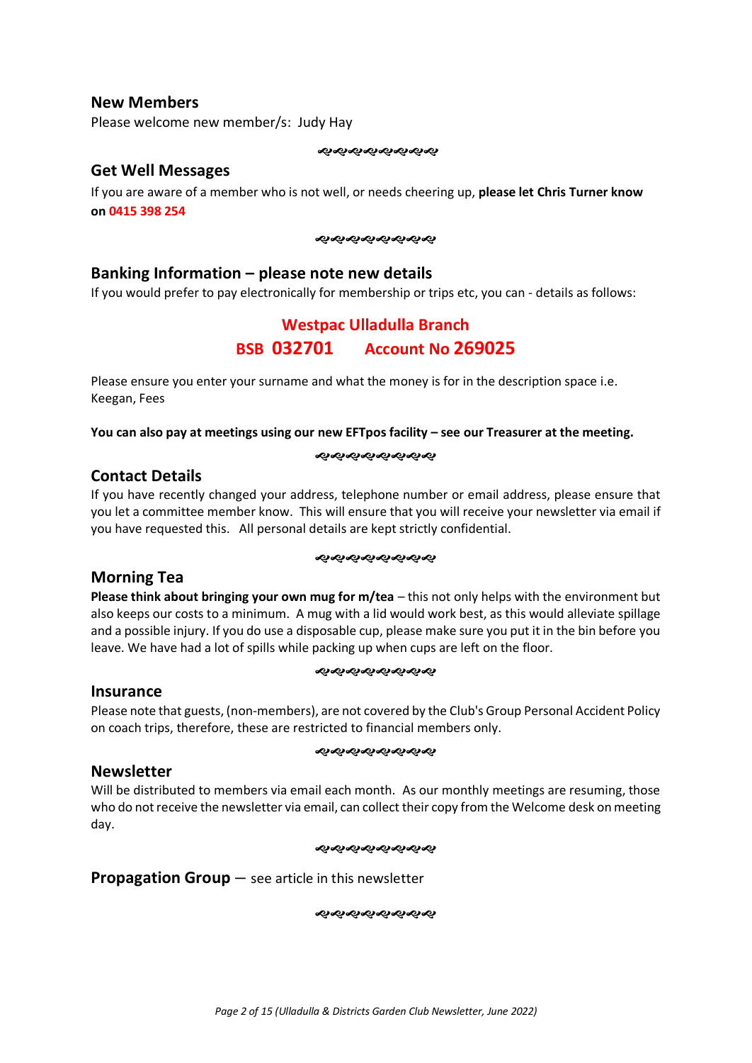## New Members

Please welcome new member/s: Judy Hay

࿐࿐࿐࿐࿐࿐࿐࿐࿐

## Get Well Messages

If you are aware of a member who is not well, or needs cheering up, **please let Chris Turner know on 0415 398 254**

࿐࿐࿐࿐࿐࿐࿐࿐࿐

## Banking Information – please note new details

If you would prefer to pay electronically for membership or trips etc, you can - details as follows:

**Westpac Ulladulla Branch**

**BSB 032701 Account No 269025**

Please ensure you enter your surname and what the money is for in the description space i.e. Keegan, Fees

**You can also pay at meetings using our new EFTpos facility – see our Treasurer at the meeting.**

࿐࿐࿐࿐࿐࿐࿐࿐࿐

## Contact Details

If you have recently changed your address, telephone number or email address, please ensure that you let a committee member know. This will ensure that you will receive your newsletter via email if you have requested this. All personal details are kept strictly confidential.

࿐࿐࿐࿐࿐࿐࿐࿐࿐

## Morning Tea

**Please think about bringing your own mug for m/tea** – this not only helps with the environment but also keeps our costs to a minimum. A mug with a lid would work best, as this would alleviate spillage and a possible injury. If you do use a disposable cup, please make sure you put it in the bin before you leave. We have had a lot of spills while packing up when cups are left on the floor.

࿐࿐࿐࿐࿐࿐࿐࿐࿐

## Insurance

Please note that guests, (non-members), are not covered by the Club's Group Personal Accident Policy on coach trips, therefore, these are restricted to financial members only.

࿐࿐࿐࿐࿐࿐࿐࿐࿐

## Newsletter

Will be distributed to members via email each month. As our monthly meetings are resuming, those who do not receive the newsletter via email, can collect their copy from the Welcome desk on meeting day.

࿐࿐࿐࿐࿐࿐࿐࿐࿐

**Propagation Group** – see article in this newsletter

࿐࿐࿐࿐࿐࿐࿐࿐࿐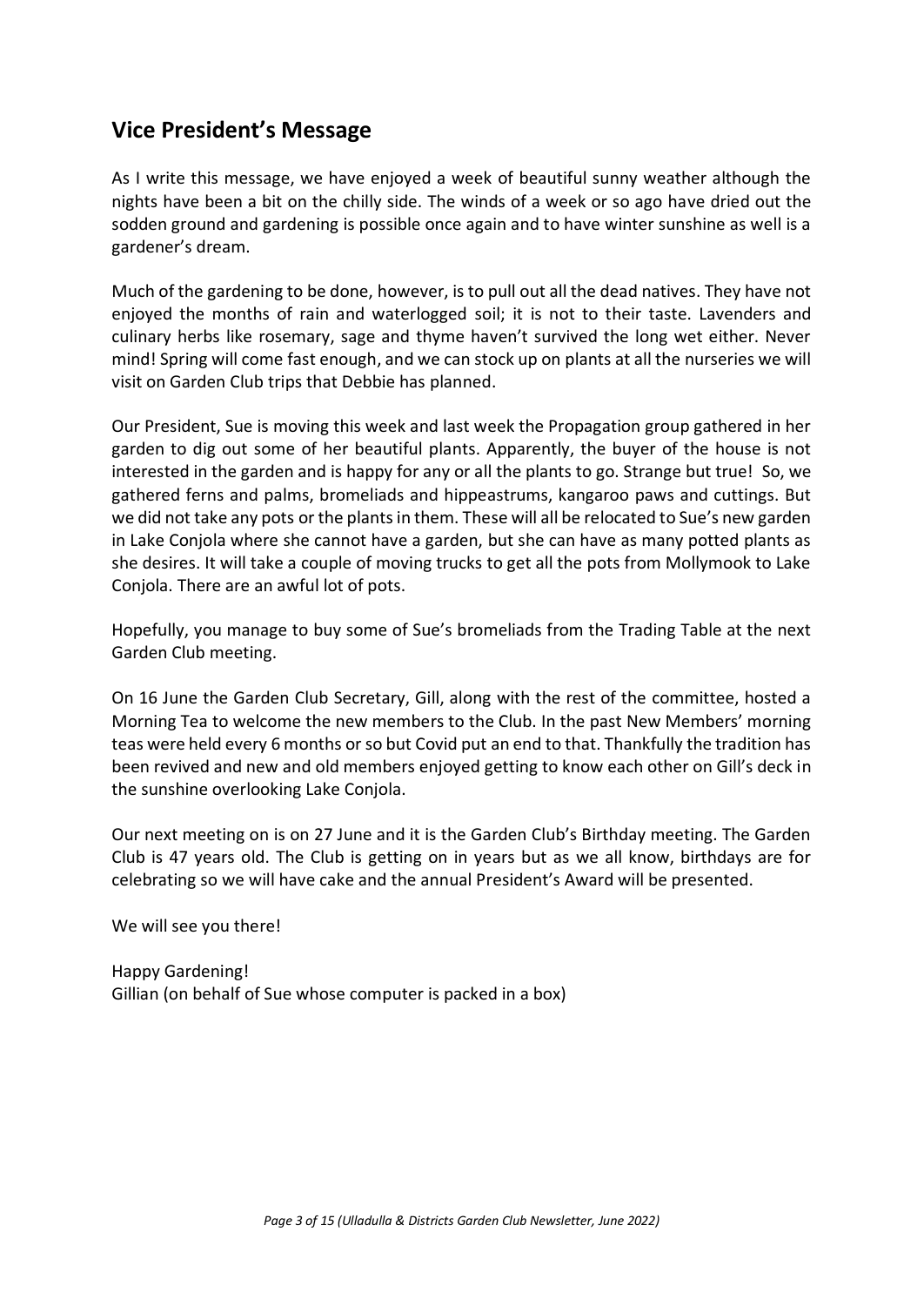## Vice President's Message

As I write this message, we have enjoyed a week of beautiful sunny weather although the nights have been a bit on the chilly side. The winds of a week or so ago have dried out the sodden ground and gardening is possible once again and to have winter sunshine as well is a gardener's dream.

Much of the gardening to be done, however, is to pull out all the dead natives. They have not enjoyed the months of rain and waterlogged soil; it is not to their taste. Lavenders and culinary herbs like rosemary, sage and thyme haven't survived the long wet either. Never mind! Spring will come fast enough, and we can stock up on plants at all the nurseries we will visit on Garden Club trips that Debbie has planned.

Our President, Sue is moving this week and last week the Propagation group gathered in her garden to dig out some of her beautiful plants. Apparently, the buyer of the house is not interested in the garden and is happy for any or all the plants to go. Strange but true! So, we gathered ferns and palms, bromeliads and hippeastrums, kangaroo paws and cuttings. But we did not take any pots or the plants in them. These will all be relocated to Sue's new garden in Lake Conjola where she cannot have a garden, but she can have as many potted plants as she desires. It will take a couple of moving trucks to get all the pots from Mollymook to Lake Conjola. There are an awful lot of pots.

Hopefully, you manage to buy some of Sue's bromeliads from the Trading Table at the next Garden Club meeting.

On 16 June the Garden Club Secretary, Gill, along with the rest of the committee, hosted a Morning Tea to welcome the new members to the Club. In the past New Members' morning teas were held every 6 months or so but Covid put an end to that. Thankfully the tradition has been revived and new and old members enjoyed getting to know each other on Gill's deck in the sunshine overlooking Lake Conjola.

Our next meeting on is on 27 June and it is the Garden Club's Birthday meeting. The Garden Club is 47 years old. The Club is getting on in years but as we all know, birthdays are for celebrating so we will have cake and the annual President's Award will be presented.

We will see you there!

Happy Gardening!
Gillian (on behalf of Sue whose computer is packed in a box)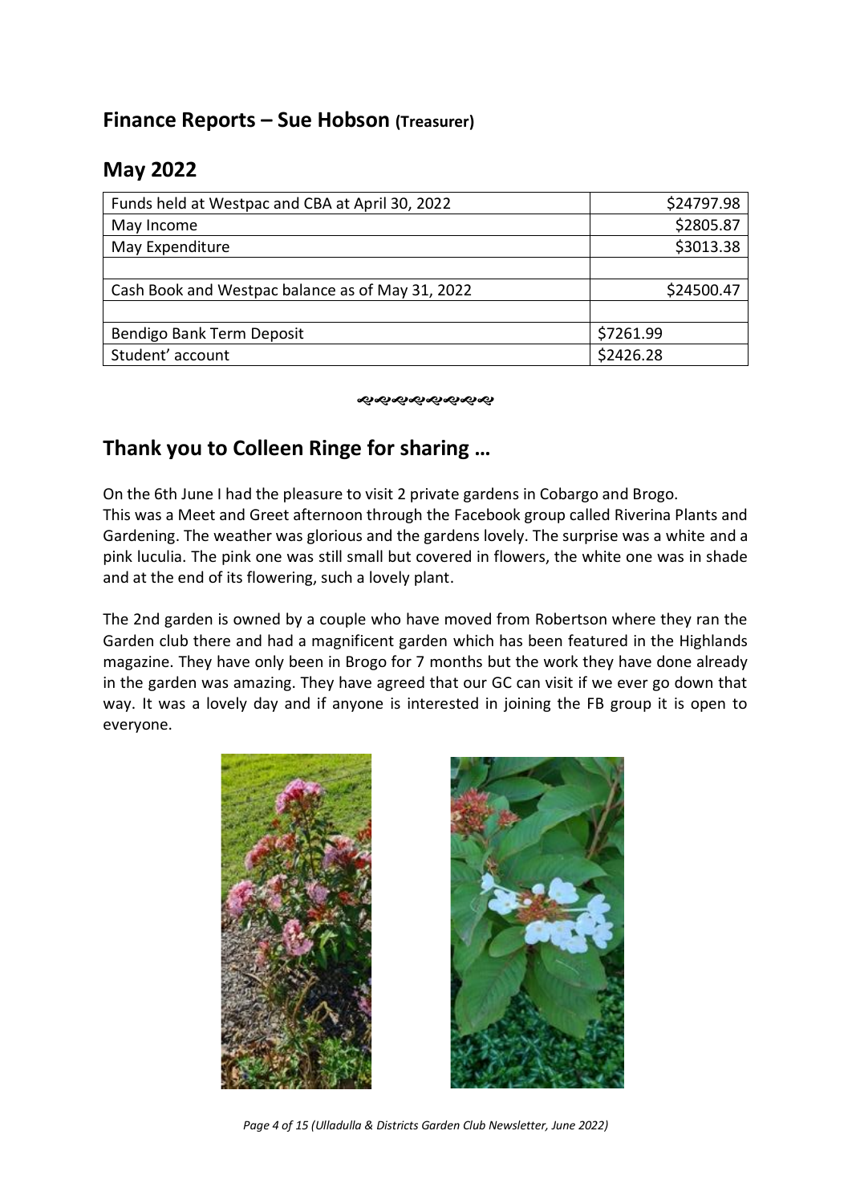## Finance Reports – Sue Hobson (Treasurer)

## May 2022

| | |
|---|---|
| Funds held at Westpac and CBA at April 30, 2022 | $24797.98 |
| May Income | $2805.87 |
| May Expenditure | $3013.38 |
| | |
| Cash Book and Westpac balance as of May 31, 2022 | $24500.47 |
| | |
| Bendigo Bank Term Deposit | $7261.99 |
| Student' account | $2426.28 |

## Thank you to Colleen Ringe for sharing …

On the 6th June I had the pleasure to visit 2 private gardens in Cobargo and Brogo. This was a Meet and Greet afternoon through the Facebook group called Riverina Plants and Gardening. The weather was glorious and the gardens lovely. The surprise was a white and a pink luculia. The pink one was still small but covered in flowers, the white one was in shade and at the end of its flowering, such a lovely plant.

The 2nd garden is owned by a couple who have moved from Robertson where they ran the Garden club there and had a magnificent garden which has been featured in the Highlands magazine. They have only been in Brogo for 7 months but the work they have done already in the garden was amazing. They have agreed that our GC can visit if we ever go down that way. It was a lovely day and if anyone is interested in joining the FB group it is open to everyone.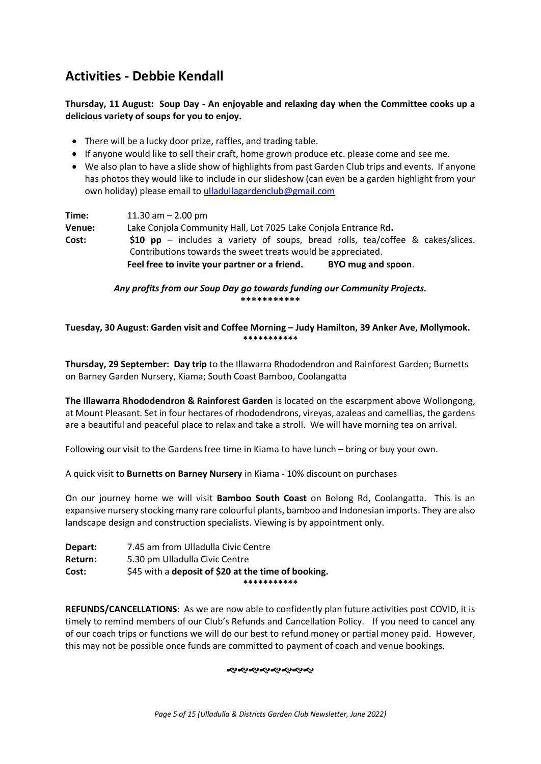## Activities - Debbie Kendall

**Thursday, 11 August: Soup Day - An enjoyable and relaxing day when the Committee cooks up a delicious variety of soups for you to enjoy.**

- There will be a lucky door prize, raffles, and trading table.
- If anyone would like to sell their craft, home grown produce etc. please come and see me.
- We also plan to have a slide show of highlights from past Garden Club trips and events. If anyone has photos they would like to include in our slideshow (can even be a garden highlight from your own holiday) please email to ulladullagardenclub@gmail.com

**Time:** 11.30 am – 2.00 pm
**Venue:** Lake Conjola Community Hall, Lot 7025 Lake Conjola Entrance Rd**.**
**Cost:** **$10 pp** – includes a variety of soups, bread rolls, tea/coffee & cakes/slices. Contributions towards the sweet treats would be appreciated.
**Feel free to invite your partner or a friend.** **BYO mug and spoon**.

*Any profits from our Soup Day go towards funding our Community Projects.*

***********

**Tuesday, 30 August: Garden visit and Coffee Morning – Judy Hamilton, 39 Anker Ave, Mollymook.**

***********

**Thursday, 29 September: Day trip** to the Illawarra Rhododendron and Rainforest Garden; Burnetts on Barney Garden Nursery, Kiama; South Coast Bamboo, Coolangatta

**The Illawarra Rhododendron & Rainforest Garden** is located on the escarpment above Wollongong, at Mount Pleasant. Set in four hectares of rhododendrons, vireyas, azaleas and camellias, the gardens are a beautiful and peaceful place to relax and take a stroll. We will have morning tea on arrival.

Following our visit to the Gardens free time in Kiama to have lunch – bring or buy your own.

A quick visit to **Burnetts on Barney Nursery** in Kiama - 10% discount on purchases

On our journey home we will visit **Bamboo South Coast** on Bolong Rd, Coolangatta. This is an expansive nursery stocking many rare colourful plants, bamboo and Indonesian imports. They are also landscape design and construction specialists. Viewing is by appointment only.

**Depart:** 7.45 am from Ulladulla Civic Centre
**Return:** 5.30 pm Ulladulla Civic Centre
**Cost:** $45 with a **deposit of $20 at the time of booking.**

***********

**REFUNDS/CANCELLATIONS**: As we are now able to confidently plan future activities post COVID, it is timely to remind members of our Club's Refunds and Cancellation Policy. If you need to cancel any of our coach trips or functions we will do our best to refund money or partial money paid. However, this may not be possible once funds are committed to payment of coach and venue bookings.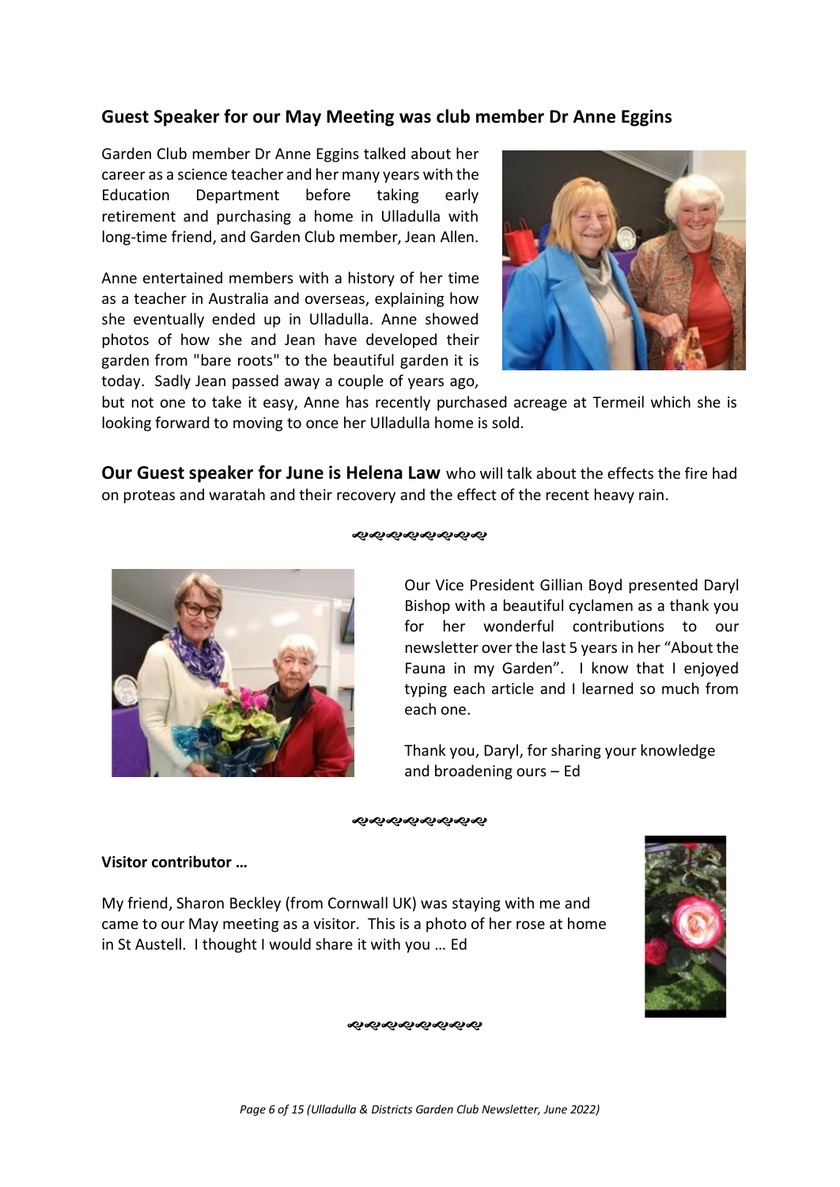## Guest Speaker for our May Meeting was club member Dr Anne Eggins

Garden Club member Dr Anne Eggins talked about her career as a science teacher and her many years with the Education Department before taking early retirement and purchasing a home in Ulladulla with long-time friend, and Garden Club member, Jean Allen.

Anne entertained members with a history of her time as a teacher in Australia and overseas, explaining how she eventually ended up in Ulladulla. Anne showed photos of how she and Jean have developed their garden from "bare roots" to the beautiful garden it is today. Sadly Jean passed away a couple of years ago, but not one to take it easy, Anne has recently purchased acreage at Termeil which she is looking forward to moving to once her Ulladulla home is sold.

**Our Guest speaker for June is Helena Law** who will talk about the effects the fire had on proteas and waratah and their recovery and the effect of the recent heavy rain.

Our Vice President Gillian Boyd presented Daryl Bishop with a beautiful cyclamen as a thank you for her wonderful contributions to our newsletter over the last 5 years in her "About the Fauna in my Garden". I know that I enjoyed typing each article and I learned so much from each one.

Thank you, Daryl, for sharing your knowledge and broadening ours – Ed

**Visitor contributor …**

My friend, Sharon Beckley (from Cornwall UK) was staying with me and came to our May meeting as a visitor. This is a photo of her rose at home in St Austell. I thought I would share it with you … Ed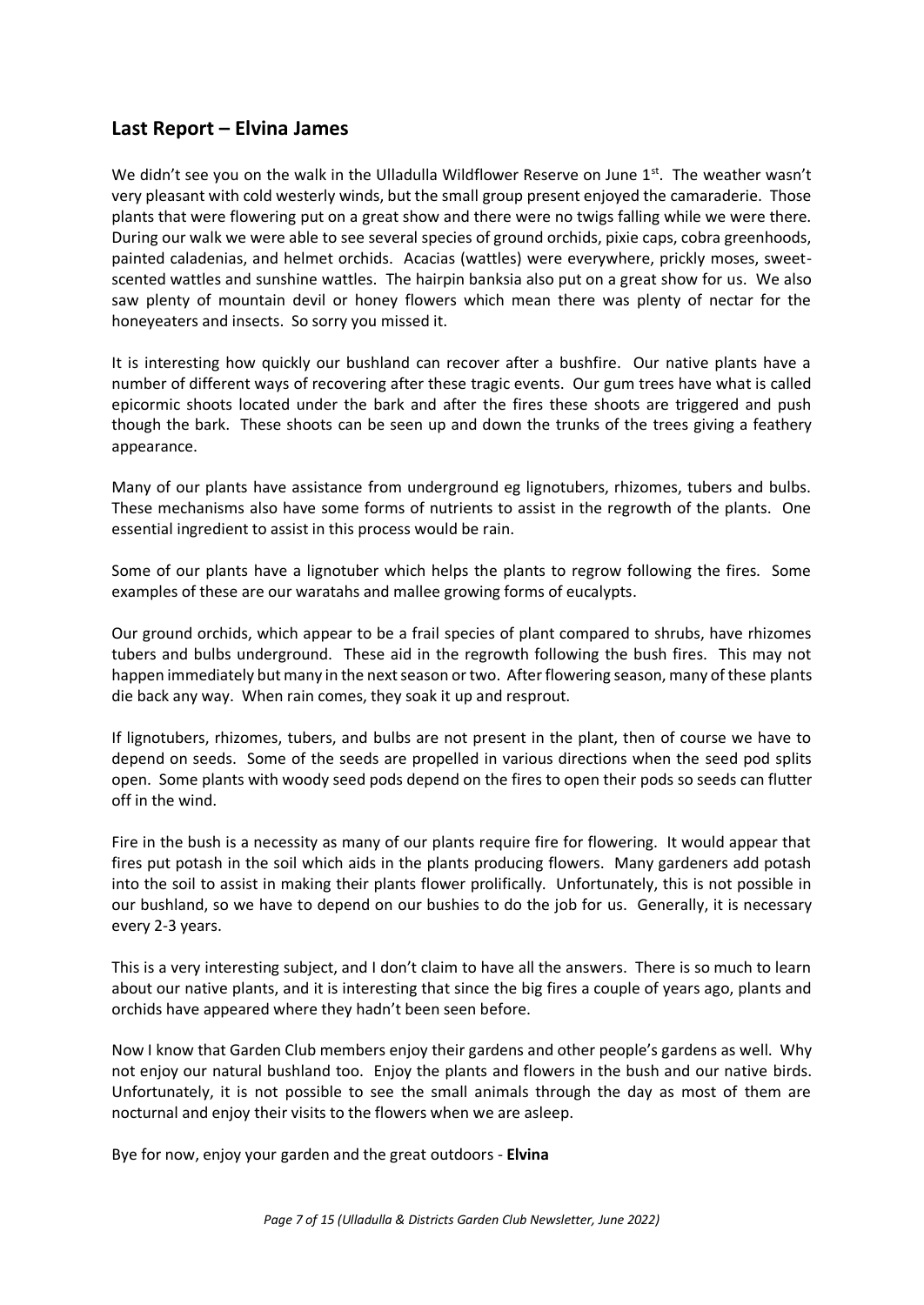## Last Report – Elvina James

We didn't see you on the walk in the Ulladulla Wildflower Reserve on June 1st. The weather wasn't very pleasant with cold westerly winds, but the small group present enjoyed the camaraderie. Those plants that were flowering put on a great show and there were no twigs falling while we were there. During our walk we were able to see several species of ground orchids, pixie caps, cobra greenhoods, painted caladenias, and helmet orchids. Acacias (wattles) were everywhere, prickly moses, sweet-scented wattles and sunshine wattles. The hairpin banksia also put on a great show for us. We also saw plenty of mountain devil or honey flowers which mean there was plenty of nectar for the honeyeaters and insects. So sorry you missed it.

It is interesting how quickly our bushland can recover after a bushfire. Our native plants have a number of different ways of recovering after these tragic events. Our gum trees have what is called epicormic shoots located under the bark and after the fires these shoots are triggered and push though the bark. These shoots can be seen up and down the trunks of the trees giving a feathery appearance.

Many of our plants have assistance from underground eg lignotubers, rhizomes, tubers and bulbs. These mechanisms also have some forms of nutrients to assist in the regrowth of the plants. One essential ingredient to assist in this process would be rain.

Some of our plants have a lignotuber which helps the plants to regrow following the fires. Some examples of these are our waratahs and mallee growing forms of eucalypts.

Our ground orchids, which appear to be a frail species of plant compared to shrubs, have rhizomes tubers and bulbs underground. These aid in the regrowth following the bush fires. This may not happen immediately but many in the next season or two. After flowering season, many of these plants die back any way. When rain comes, they soak it up and resprout.

If lignotubers, rhizomes, tubers, and bulbs are not present in the plant, then of course we have to depend on seeds. Some of the seeds are propelled in various directions when the seed pod splits open. Some plants with woody seed pods depend on the fires to open their pods so seeds can flutter off in the wind.

Fire in the bush is a necessity as many of our plants require fire for flowering. It would appear that fires put potash in the soil which aids in the plants producing flowers. Many gardeners add potash into the soil to assist in making their plants flower prolifically. Unfortunately, this is not possible in our bushland, so we have to depend on our bushies to do the job for us. Generally, it is necessary every 2-3 years.

This is a very interesting subject, and I don't claim to have all the answers. There is so much to learn about our native plants, and it is interesting that since the big fires a couple of years ago, plants and orchids have appeared where they hadn't been seen before.

Now I know that Garden Club members enjoy their gardens and other people's gardens as well. Why not enjoy our natural bushland too. Enjoy the plants and flowers in the bush and our native birds. Unfortunately, it is not possible to see the small animals through the day as most of them are nocturnal and enjoy their visits to the flowers when we are asleep.

Bye for now, enjoy your garden and the great outdoors - **Elvina**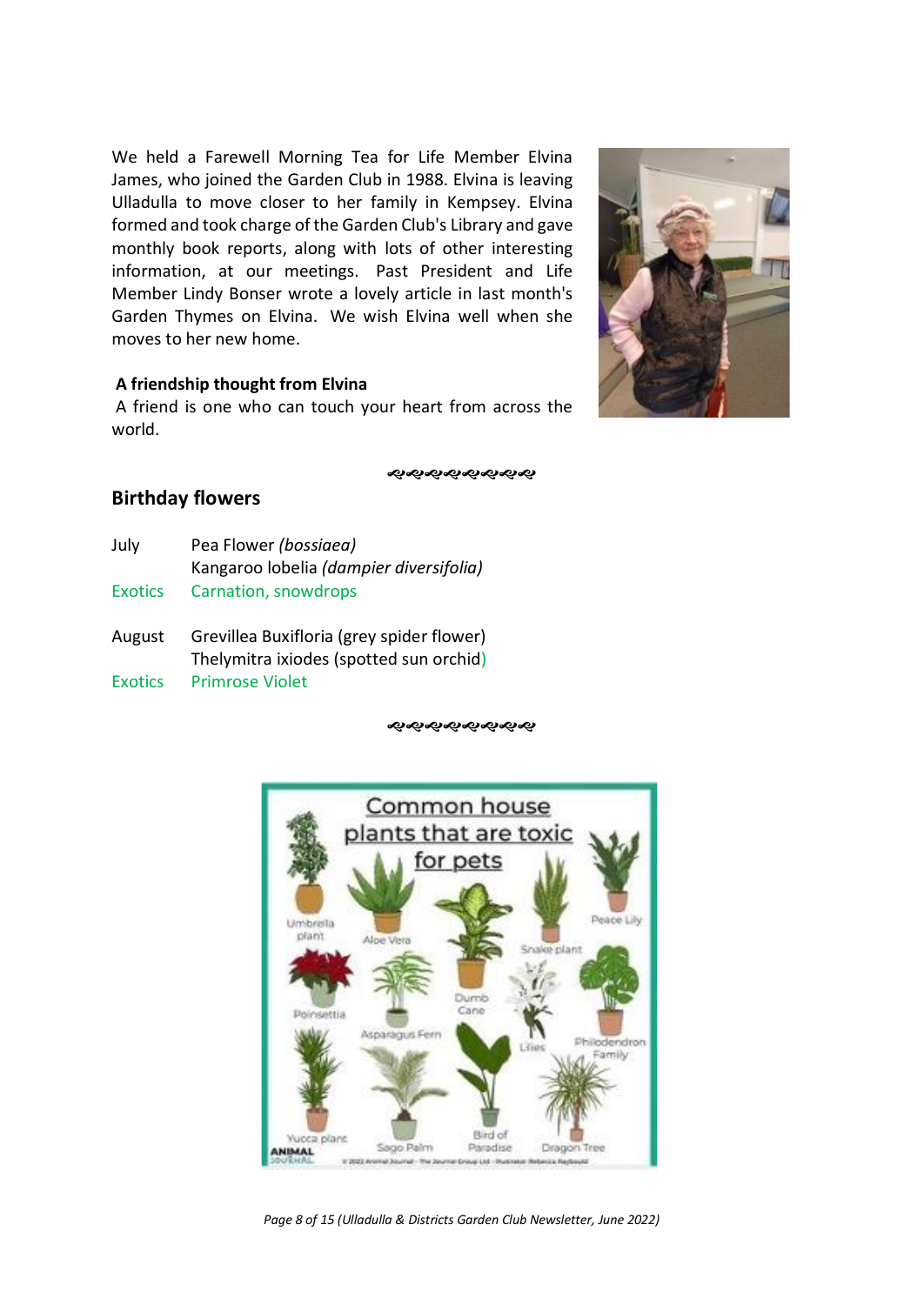We held a Farewell Morning Tea for Life Member Elvina James, who joined the Garden Club in 1988. Elvina is leaving Ulladulla to move closer to her family in Kempsey. Elvina formed and took charge of the Garden Club's Library and gave monthly book reports, along with lots of other interesting information, at our meetings. Past President and Life Member Lindy Bonser wrote a lovely article in last month's Garden Thymes on Elvina. We wish Elvina well when she moves to her new home.

**A friendship thought from Elvina**

A friend is one who can touch your heart from across the world.

## Birthday flowers

| | |
|---|---|
| July | Pea Flower *(bossiaea)* |
| | Kangaroo lobelia *(dampier diversifolia)* |
| Exotics | Carnation, snowdrops |
| | |
| August | Grevillea Buxifloria (grey spider flower) |
| | Thelymitra ixiodes (spotted sun orchid) |
| Exotics | Primrose Violet |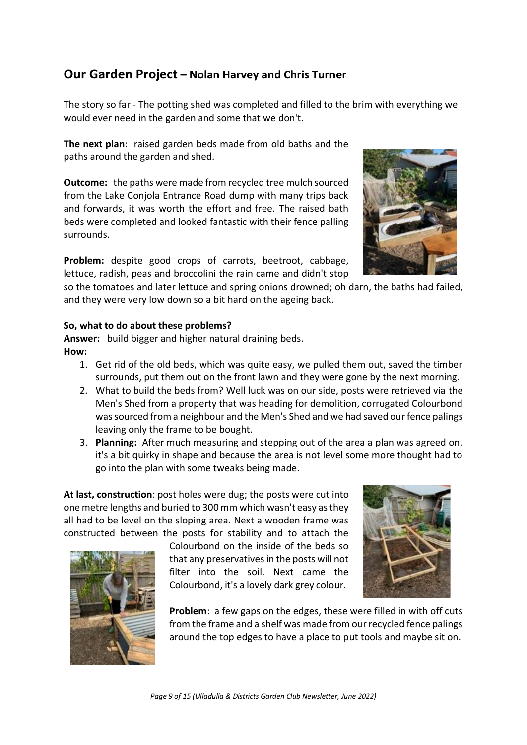## Our Garden Project – Nolan Harvey and Chris Turner

The story so far - The potting shed was completed and filled to the brim with everything we would ever need in the garden and some that we don't.

**The next plan**: raised garden beds made from old baths and the paths around the garden and shed.

**Outcome:** the paths were made from recycled tree mulch sourced from the Lake Conjola Entrance Road dump with many trips back and forwards, it was worth the effort and free. The raised bath beds were completed and looked fantastic with their fence palling surrounds.

**Problem:** despite good crops of carrots, beetroot, cabbage, lettuce, radish, peas and broccolini the rain came and didn't stop so the tomatoes and later lettuce and spring onions drowned; oh darn, the baths had failed, and they were very low down so a bit hard on the ageing back.

**So, what to do about these problems?**

**Answer:** build bigger and higher natural draining beds.

**How:**

1. Get rid of the old beds, which was quite easy, we pulled them out, saved the timber surrounds, put them out on the front lawn and they were gone by the next morning.
2. What to build the beds from? Well luck was on our side, posts were retrieved via the Men's Shed from a property that was heading for demolition, corrugated Colourbond was sourced from a neighbour and the Men's Shed and we had saved our fence palings leaving only the frame to be bought.
3. **Planning:** After much measuring and stepping out of the area a plan was agreed on, it's a bit quirky in shape and because the area is not level some more thought had to go into the plan with some tweaks being made.

**At last, construction**: post holes were dug; the posts were cut into one metre lengths and buried to 300 mm which wasn't easy as they all had to be level on the sloping area. Next a wooden frame was constructed between the posts for stability and to attach the Colourbond on the inside of the beds so that any preservatives in the posts will not filter into the soil. Next came the Colourbond, it's a lovely dark grey colour.

**Problem**: a few gaps on the edges, these were filled in with off cuts from the frame and a shelf was made from our recycled fence palings around the top edges to have a place to put tools and maybe sit on.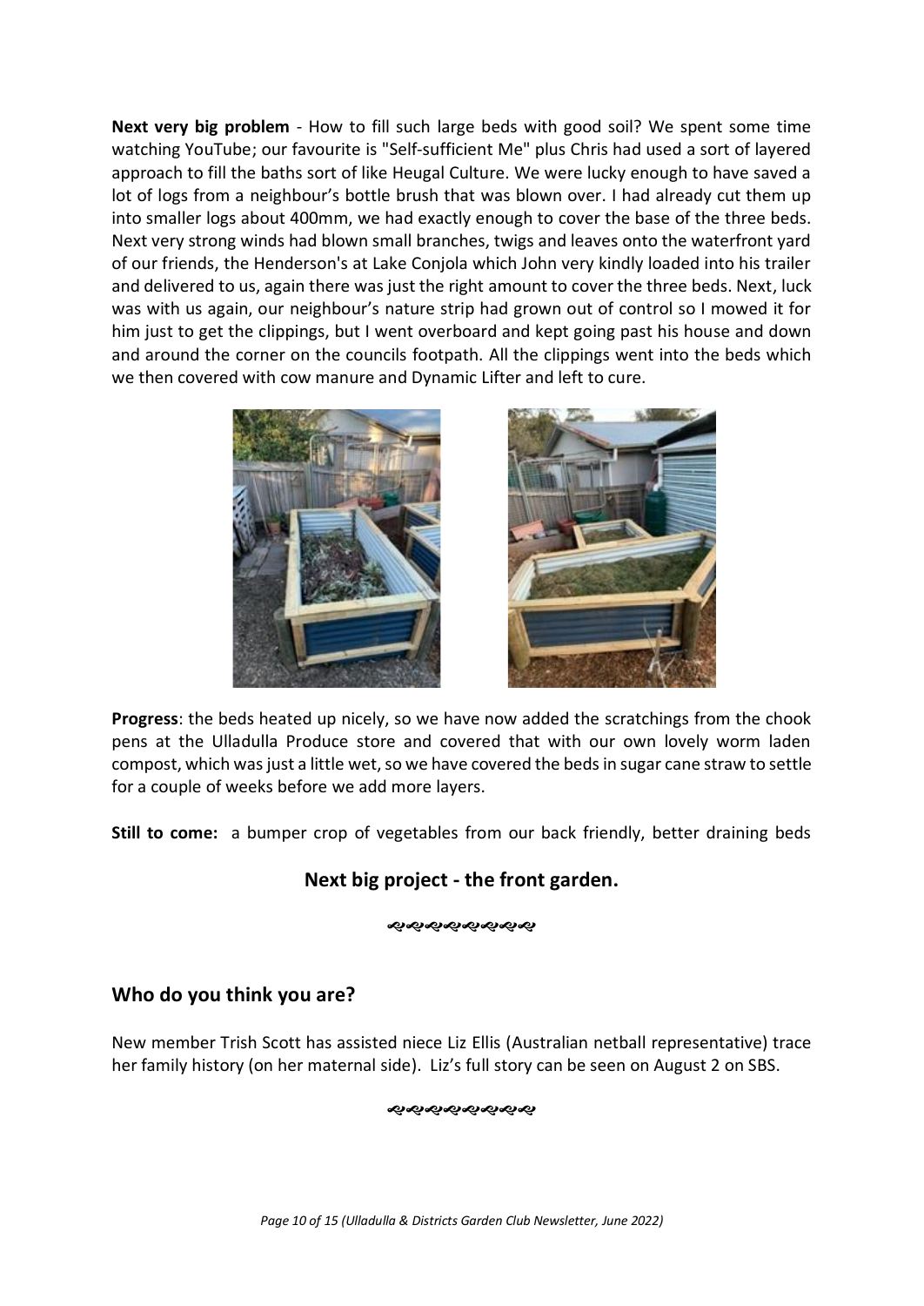**Next very big problem** - How to fill such large beds with good soil? We spent some time watching YouTube; our favourite is "Self-sufficient Me" plus Chris had used a sort of layered approach to fill the baths sort of like Heugal Culture. We were lucky enough to have saved a lot of logs from a neighbour's bottle brush that was blown over. I had already cut them up into smaller logs about 400mm, we had exactly enough to cover the base of the three beds. Next very strong winds had blown small branches, twigs and leaves onto the waterfront yard of our friends, the Henderson's at Lake Conjola which John very kindly loaded into his trailer and delivered to us, again there was just the right amount to cover the three beds. Next, luck was with us again, our neighbour's nature strip had grown out of control so I mowed it for him just to get the clippings, but I went overboard and kept going past his house and down and around the corner on the councils footpath. All the clippings went into the beds which we then covered with cow manure and Dynamic Lifter and left to cure.

**Progress**: the beds heated up nicely, so we have now added the scratchings from the chook pens at the Ulladulla Produce store and covered that with our own lovely worm laden compost, which was just a little wet, so we have covered the beds in sugar cane straw to settle for a couple of weeks before we add more layers.

**Still to come:** a bumper crop of vegetables from our back friendly, better draining beds

### Next big project - the front garden.

## Who do you think you are?

New member Trish Scott has assisted niece Liz Ellis (Australian netball representative) trace her family history (on her maternal side). Liz's full story can be seen on August 2 on SBS.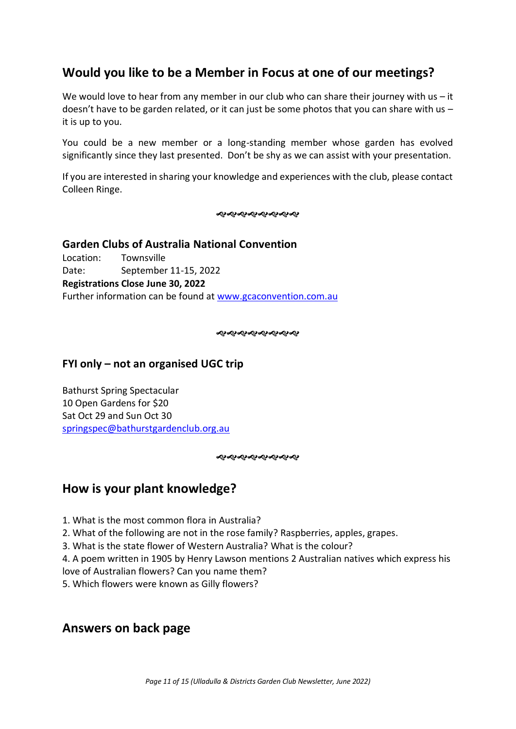## Would you like to be a Member in Focus at one of our meetings?

We would love to hear from any member in our club who can share their journey with us – it doesn't have to be garden related, or it can just be some photos that you can share with us – it is up to you.

You could be a new member or a long-standing member whose garden has evolved significantly since they last presented. Don't be shy as we can assist with your presentation.

If you are interested in sharing your knowledge and experiences with the club, please contact Colleen Ringe.

ಌಌಌಌಌಌಌಌ

### Garden Clubs of Australia National Convention

Location: Townsville
Date: September 11-15, 2022
**Registrations Close June 30, 2022**
Further information can be found at www.gcaconvention.com.au

ಌಌಌಌಌಌಌಌ

### FYI only – not an organised UGC trip

Bathurst Spring Spectacular
10 Open Gardens for $20
Sat Oct 29 and Sun Oct 30
springspec@bathurstgardenclub.org.au

ಌಌಌಌಌಌಌಌ

## How is your plant knowledge?

1. What is the most common flora in Australia?
2. What of the following are not in the rose family? Raspberries, apples, grapes.
3. What is the state flower of Western Australia? What is the colour?
4. A poem written in 1905 by Henry Lawson mentions 2 Australian natives which express his love of Australian flowers? Can you name them?
5. Which flowers were known as Gilly flowers?

## Answers on back page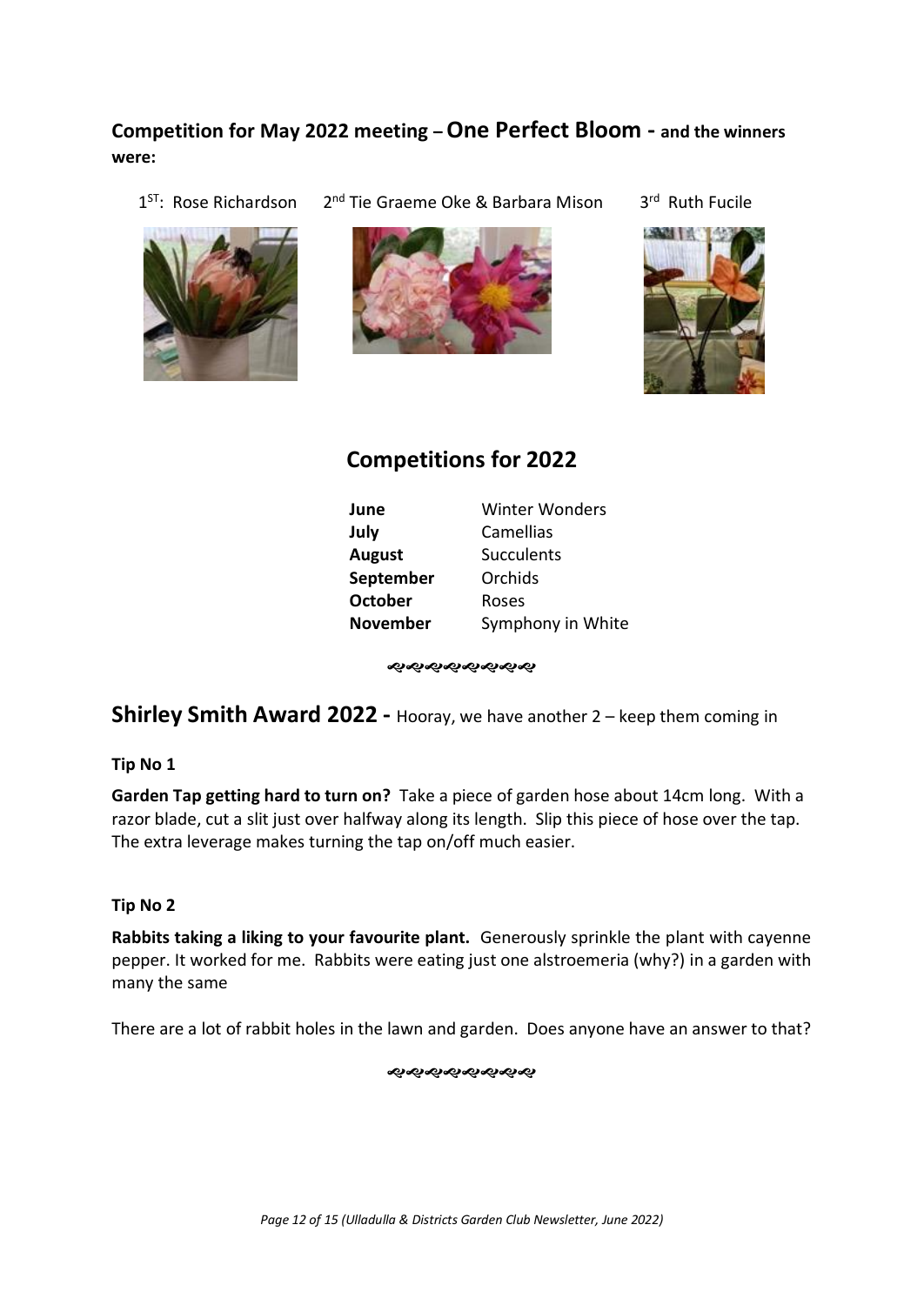**Competition for May 2022 meeting – One Perfect Bloom - and the winners were:**

1[ST]: Rose Richardson  2[nd] Tie Graeme Oke & Barbara Mison  3[rd] Ruth Fucile

## Competitions for 2022

| | |
|---|---|
| **June** | Winter Wonders |
| **July** | Camellias |
| **August** | Succulents |
| **September** | Orchids |
| **October** | Roses |
| **November** | Symphony in White |

## Shirley Smith Award 2022 - Hooray, we have another 2 – keep them coming in

**Tip No 1**

**Garden Tap getting hard to turn on?** Take a piece of garden hose about 14cm long. With a razor blade, cut a slit just over halfway along its length. Slip this piece of hose over the tap. The extra leverage makes turning the tap on/off much easier.

**Tip No 2**

**Rabbits taking a liking to your favourite plant.** Generously sprinkle the plant with cayenne pepper. It worked for me. Rabbits were eating just one alstroemeria (why?) in a garden with many the same

There are a lot of rabbit holes in the lawn and garden. Does anyone have an answer to that?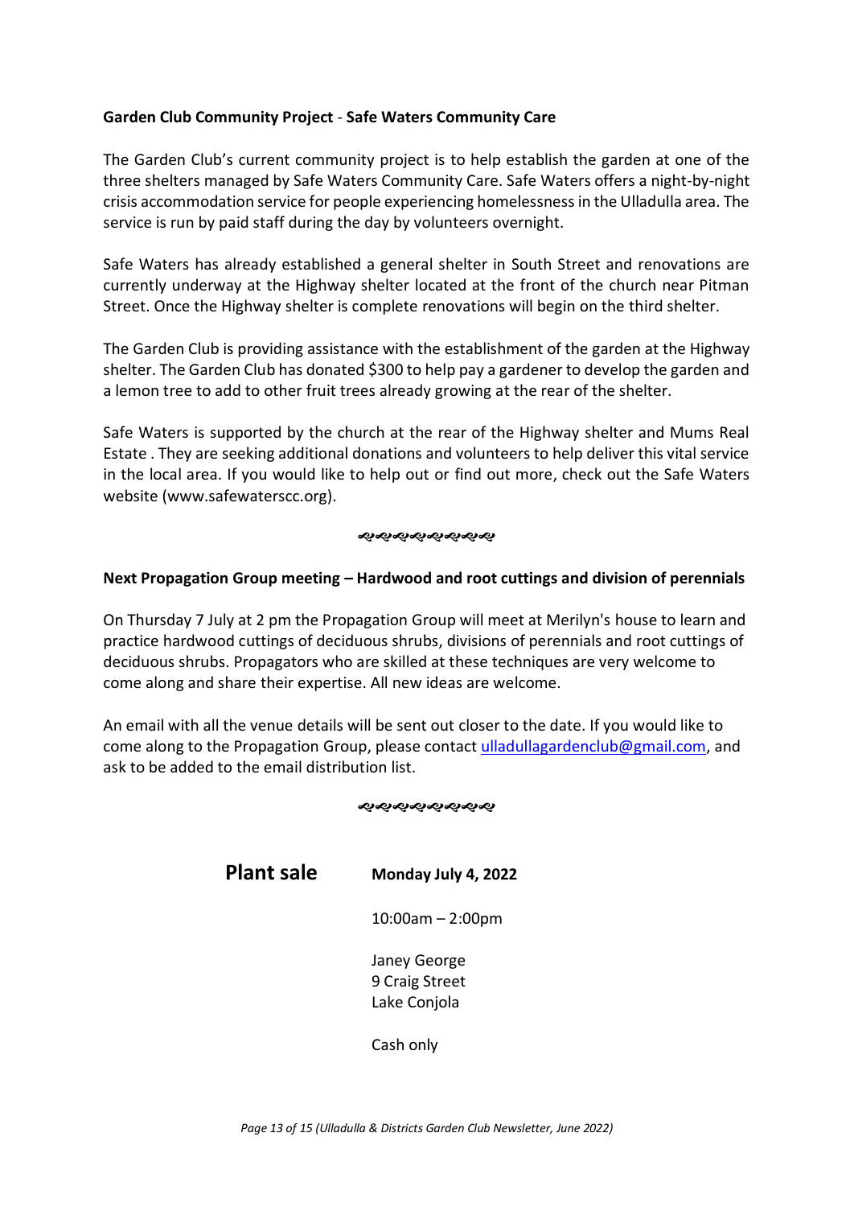**Garden Club Community Project** - **Safe Waters Community Care**

The Garden Club's current community project is to help establish the garden at one of the three shelters managed by Safe Waters Community Care. Safe Waters offers a night-by-night crisis accommodation service for people experiencing homelessness in the Ulladulla area. The service is run by paid staff during the day by volunteers overnight.

Safe Waters has already established a general shelter in South Street and renovations are currently underway at the Highway shelter located at the front of the church near Pitman Street. Once the Highway shelter is complete renovations will begin on the third shelter.

The Garden Club is providing assistance with the establishment of the garden at the Highway shelter. The Garden Club has donated $300 to help pay a gardener to develop the garden and a lemon tree to add to other fruit trees already growing at the rear of the shelter.

Safe Waters is supported by the church at the rear of the Highway shelter and Mums Real Estate . They are seeking additional donations and volunteers to help deliver this vital service in the local area. If you would like to help out or find out more, check out the Safe Waters website (www.safewaterscc.org).

൙൙൙൙൙൙൙൙

**Next Propagation Group meeting – Hardwood and root cuttings and division of perennials**

On Thursday 7 July at 2 pm the Propagation Group will meet at Merilyn's house to learn and practice hardwood cuttings of deciduous shrubs, divisions of perennials and root cuttings of deciduous shrubs. Propagators who are skilled at these techniques are very welcome to come along and share their expertise. All new ideas are welcome.

An email with all the venue details will be sent out closer to the date. If you would like to come along to the Propagation Group, please contact ulladullagardenclub@gmail.com, and ask to be added to the email distribution list.

൙൙൙൙൙൙൙൙

## Plant sale

**Monday July 4, 2022**

10:00am – 2:00pm

Janey George
9 Craig Street
Lake Conjola

Cash only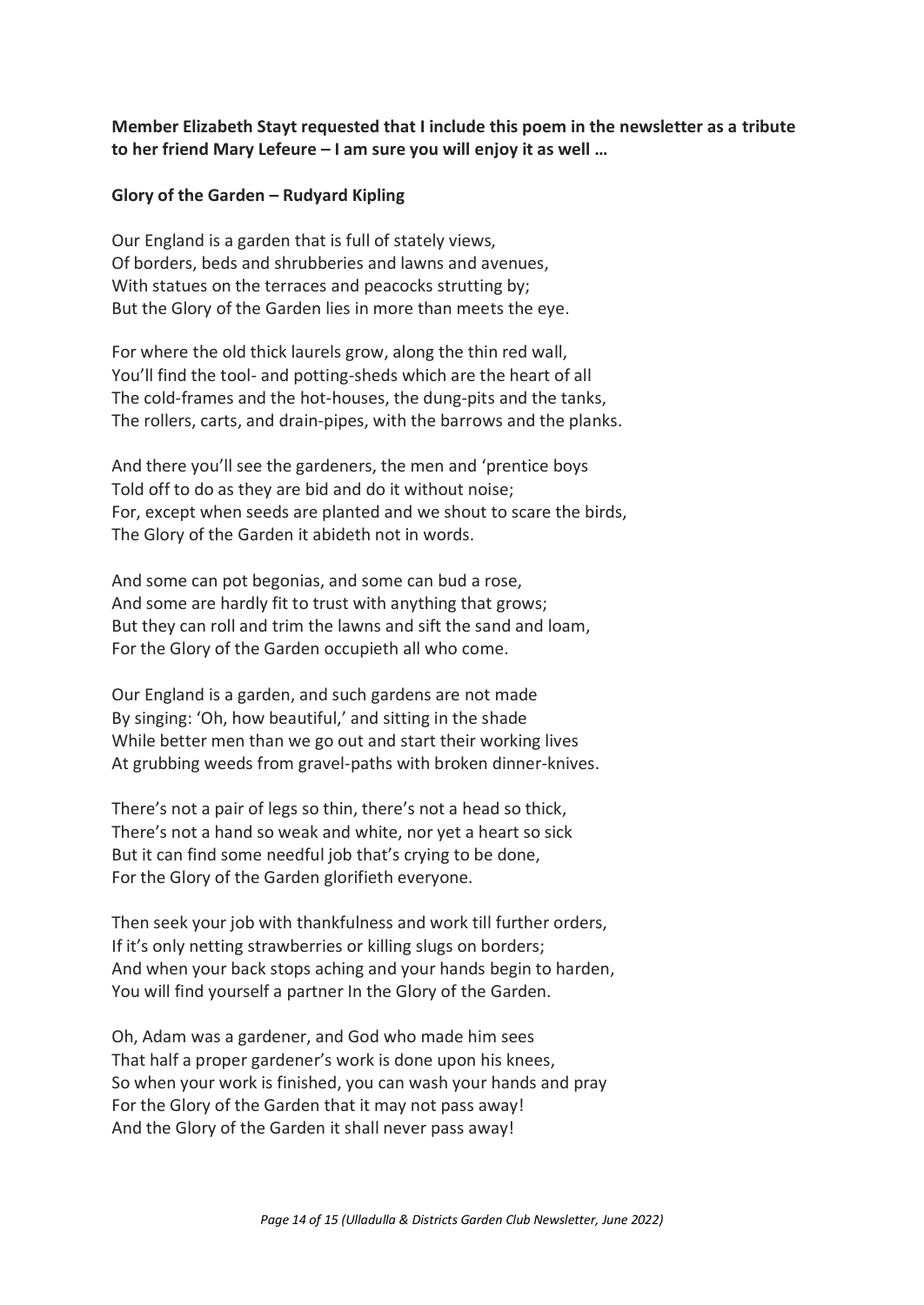**Member Elizabeth Stayt requested that I include this poem in the newsletter as a tribute to her friend Mary Lefeure – I am sure you will enjoy it as well …**

**Glory of the Garden – Rudyard Kipling**

Our England is a garden that is full of stately views,  
Of borders, beds and shrubberies and lawns and avenues,  
With statues on the terraces and peacocks strutting by;  
But the Glory of the Garden lies in more than meets the eye.

For where the old thick laurels grow, along the thin red wall,  
You'll find the tool- and potting-sheds which are the heart of all  
The cold-frames and the hot-houses, the dung-pits and the tanks,  
The rollers, carts, and drain-pipes, with the barrows and the planks.

And there you'll see the gardeners, the men and 'prentice boys  
Told off to do as they are bid and do it without noise;  
For, except when seeds are planted and we shout to scare the birds,  
The Glory of the Garden it abideth not in words.

And some can pot begonias, and some can bud a rose,  
And some are hardly fit to trust with anything that grows;  
But they can roll and trim the lawns and sift the sand and loam,  
For the Glory of the Garden occupieth all who come.

Our England is a garden, and such gardens are not made  
By singing: 'Oh, how beautiful,' and sitting in the shade  
While better men than we go out and start their working lives  
At grubbing weeds from gravel-paths with broken dinner-knives.

There's not a pair of legs so thin, there's not a head so thick,  
There's not a hand so weak and white, nor yet a heart so sick  
But it can find some needful job that's crying to be done,  
For the Glory of the Garden glorifieth everyone.

Then seek your job with thankfulness and work till further orders,  
If it's only netting strawberries or killing slugs on borders;  
And when your back stops aching and your hands begin to harden,  
You will find yourself a partner In the Glory of the Garden.

Oh, Adam was a gardener, and God who made him sees  
That half a proper gardener's work is done upon his knees,  
So when your work is finished, you can wash your hands and pray  
For the Glory of the Garden that it may not pass away!  
And the Glory of the Garden it shall never pass away!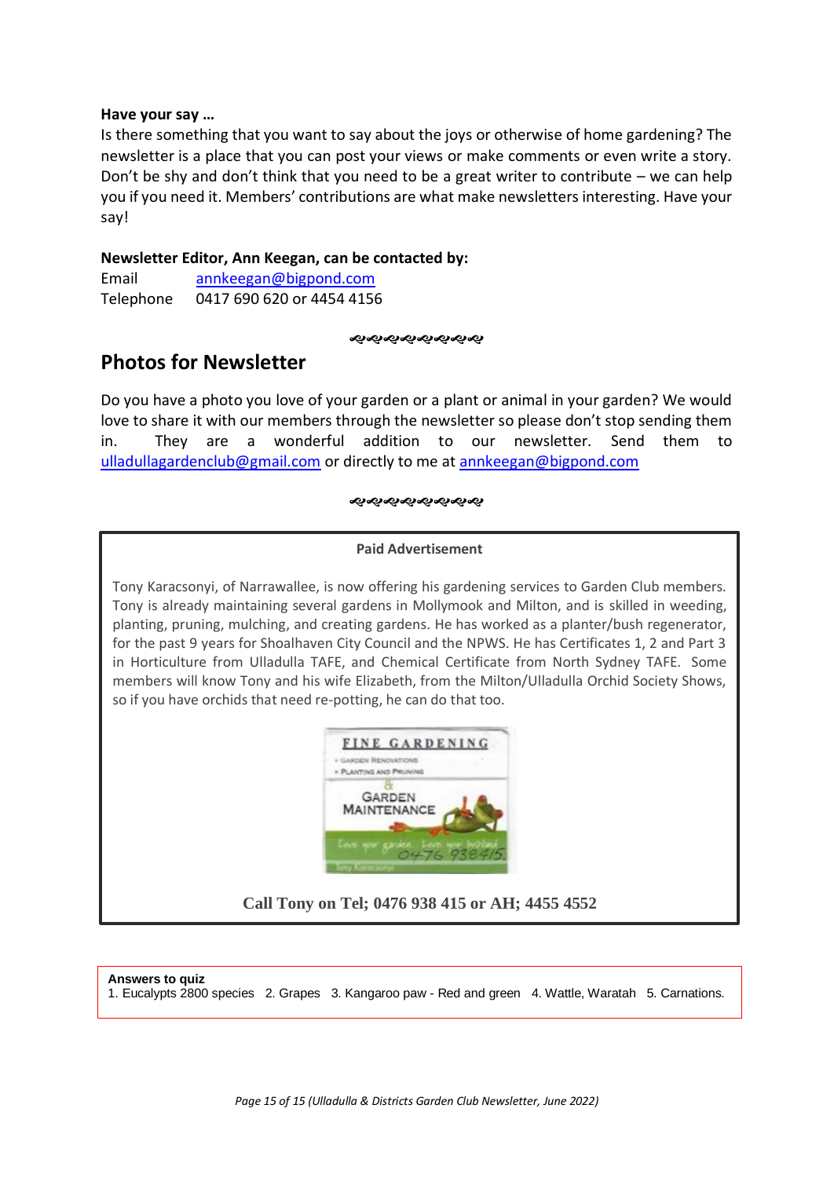**Have your say …**

Is there something that you want to say about the joys or otherwise of home gardening? The newsletter is a place that you can post your views or make comments or even write a story. Don't be shy and don't think that you need to be a great writer to contribute – we can help you if you need it. Members' contributions are what make newsletters interesting. Have your say!

**Newsletter Editor, Ann Keegan, can be contacted by:**

Email annkeegan@bigpond.com
Telephone 0417 690 620 or 4454 4156

## Photos for Newsletter

Do you have a photo you love of your garden or a plant or animal in your garden? We would love to share it with our members through the newsletter so please don't stop sending them in. They are a wonderful addition to our newsletter. Send them to ulladullagardenclub@gmail.com or directly to me at annkeegan@bigpond.com

**Paid Advertisement**

Tony Karacsonyi, of Narrawallee, is now offering his gardening services to Garden Club members. Tony is already maintaining several gardens in Mollymook and Milton, and is skilled in weeding, planting, pruning, mulching, and creating gardens. He has worked as a planter/bush regenerator, for the past 9 years for Shoalhaven City Council and the NPWS. He has Certificates 1, 2 and Part 3 in Horticulture from Ulladulla TAFE, and Chemical Certificate from North Sydney TAFE. Some members will know Tony and his wife Elizabeth, from the Milton/Ulladulla Orchid Society Shows, so if you have orchids that need re-potting, he can do that too.

FINE GARDENING
- GARDEN RENOVATIONS
- PLANTING AND PRUNING

& GARDEN MAINTENANCE

Love your garden Love your bushland 0476 938415

Tony Karacsonyi

**Call Tony on Tel; 0476 938 415 or AH; 4455 4552**

**Answers to quiz**
1. Eucalypts 2800 species 2. Grapes 3. Kangaroo paw - Red and green 4. Wattle, Waratah 5. Carnations.